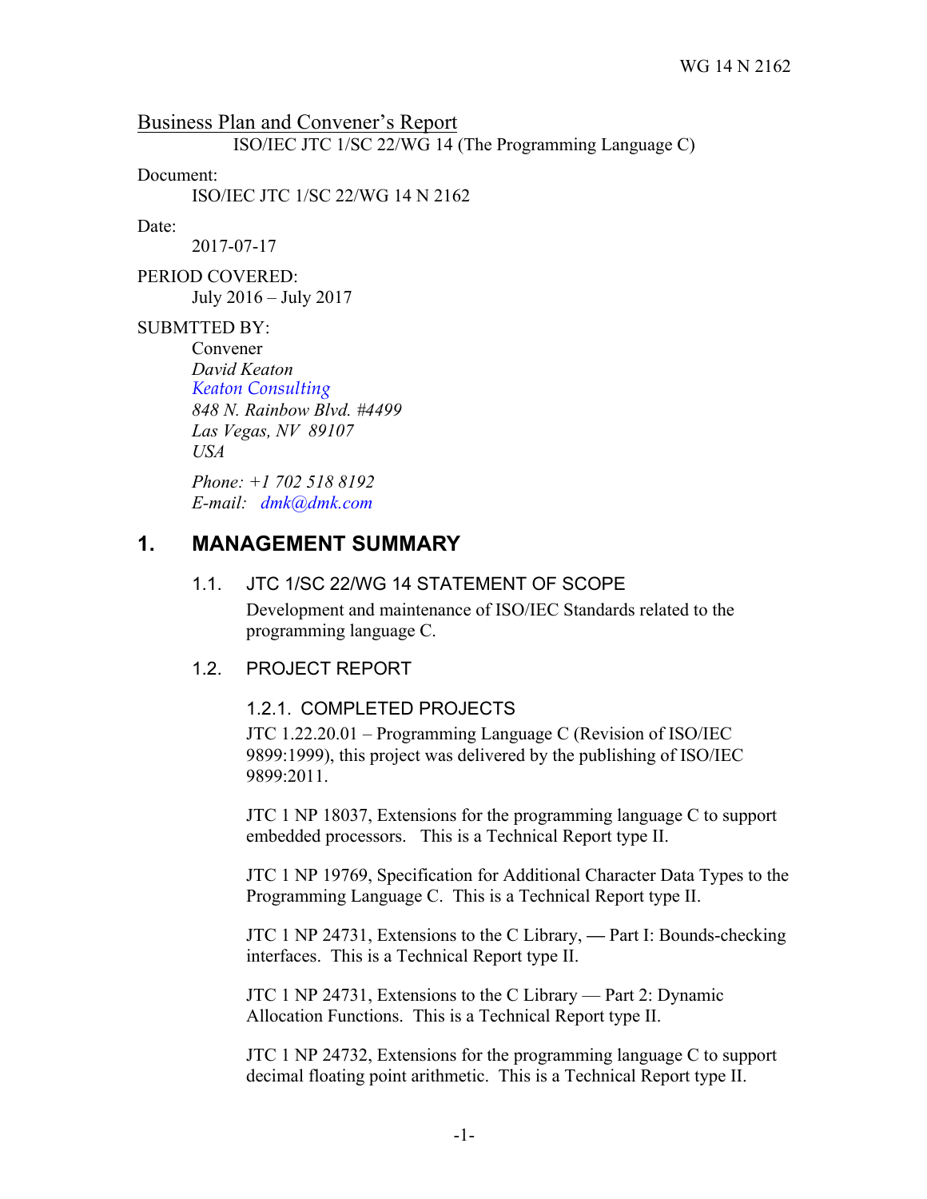WG 14 N 2162

Business Plan and Convener's Report

ISO/IEC JTC 1/SC 22/WG 14 (The Programming Language C)

Document:

ISO/IEC JTC 1/SC 22/WG 14 N 2162

Date:

2017-07-17

PERIOD COVERED:

July 2016 – July 2017

SUBMTTED BY:

Convener
*David Keaton*
*Keaton Consulting*
*848 N. Rainbow Blvd. #4499*
*Las Vegas, NV 89107*
*USA*

*Phone: +1 702 518 8192*
*E-mail: dmk@dmk.com*

# 1. MANAGEMENT SUMMARY

## 1.1. JTC 1/SC 22/WG 14 STATEMENT OF SCOPE

Development and maintenance of ISO/IEC Standards related to the programming language C.

## 1.2. PROJECT REPORT

### 1.2.1. COMPLETED PROJECTS

JTC 1.22.20.01 – Programming Language C (Revision of ISO/IEC 9899:1999), this project was delivered by the publishing of ISO/IEC 9899:2011.

JTC 1 NP 18037, Extensions for the programming language C to support embedded processors. This is a Technical Report type II.

JTC 1 NP 19769, Specification for Additional Character Data Types to the Programming Language C. This is a Technical Report type II.

JTC 1 NP 24731, Extensions to the C Library, — Part I: Bounds-checking interfaces. This is a Technical Report type II.

JTC 1 NP 24731, Extensions to the C Library — Part 2: Dynamic Allocation Functions. This is a Technical Report type II.

JTC 1 NP 24732, Extensions for the programming language C to support decimal floating point arithmetic. This is a Technical Report type II.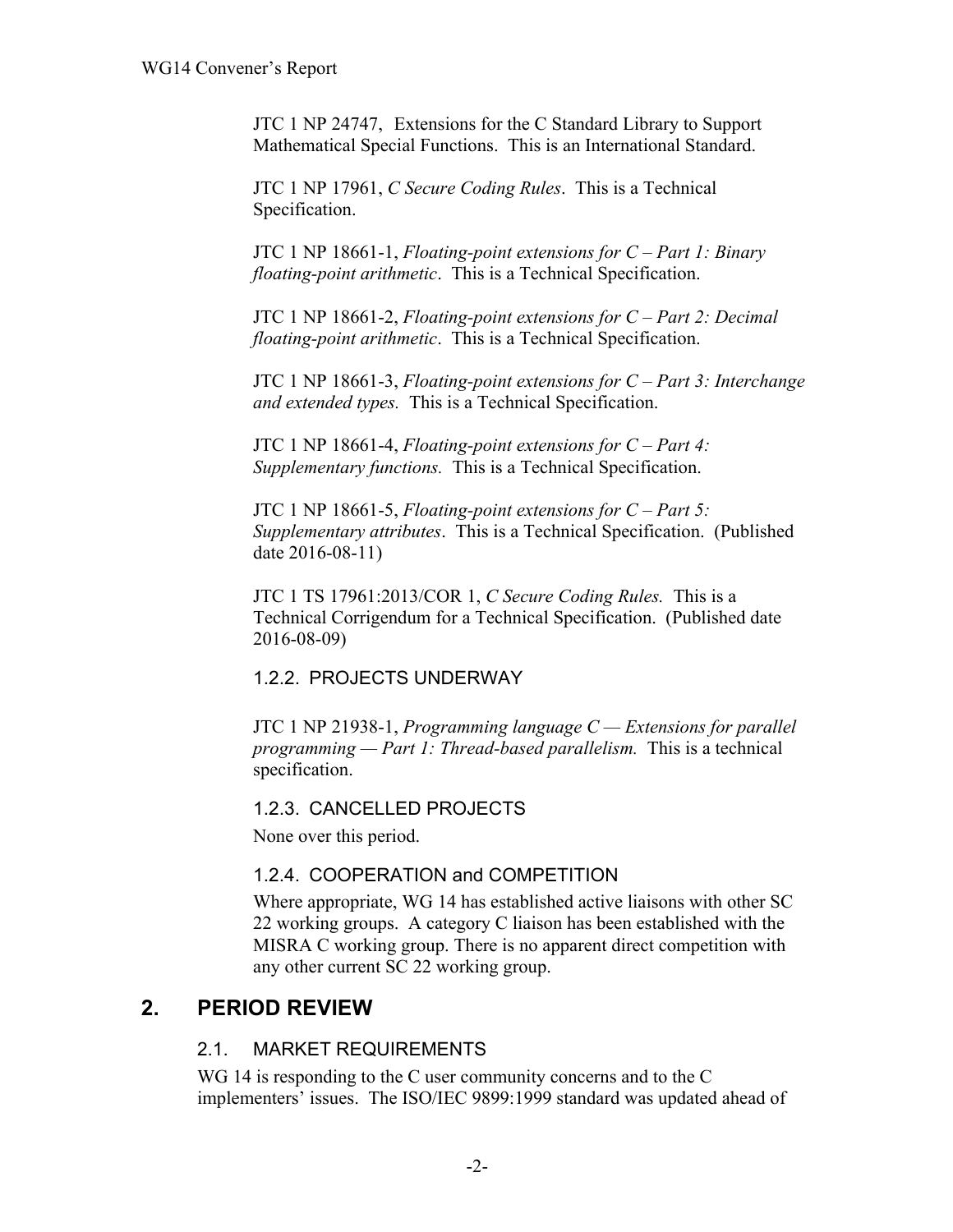JTC 1 NP 24747, Extensions for the C Standard Library to Support Mathematical Special Functions. This is an International Standard.

JTC 1 NP 17961, *C Secure Coding Rules*. This is a Technical Specification.

JTC 1 NP 18661-1, *Floating-point extensions for C – Part 1: Binary floating-point arithmetic*. This is a Technical Specification.

JTC 1 NP 18661-2, *Floating-point extensions for C – Part 2: Decimal floating-point arithmetic*. This is a Technical Specification.

JTC 1 NP 18661-3, *Floating-point extensions for C – Part 3: Interchange and extended types.* This is a Technical Specification.

JTC 1 NP 18661-4, *Floating-point extensions for C – Part 4: Supplementary functions.* This is a Technical Specification.

JTC 1 NP 18661-5, *Floating-point extensions for C – Part 5: Supplementary attributes*. This is a Technical Specification. (Published date 2016-08-11)

JTC 1 TS 17961:2013/COR 1, *C Secure Coding Rules.* This is a Technical Corrigendum for a Technical Specification. (Published date 2016-08-09)

### 1.2.2. PROJECTS UNDERWAY

JTC 1 NP 21938-1, *Programming language C — Extensions for parallel programming — Part 1: Thread-based parallelism.* This is a technical specification.

### 1.2.3. CANCELLED PROJECTS

None over this period.

### 1.2.4. COOPERATION and COMPETITION

Where appropriate, WG 14 has established active liaisons with other SC 22 working groups. A category C liaison has been established with the MISRA C working group. There is no apparent direct competition with any other current SC 22 working group.

# 2. PERIOD REVIEW

## 2.1. MARKET REQUIREMENTS

WG 14 is responding to the C user community concerns and to the C implementers' issues. The ISO/IEC 9899:1999 standard was updated ahead of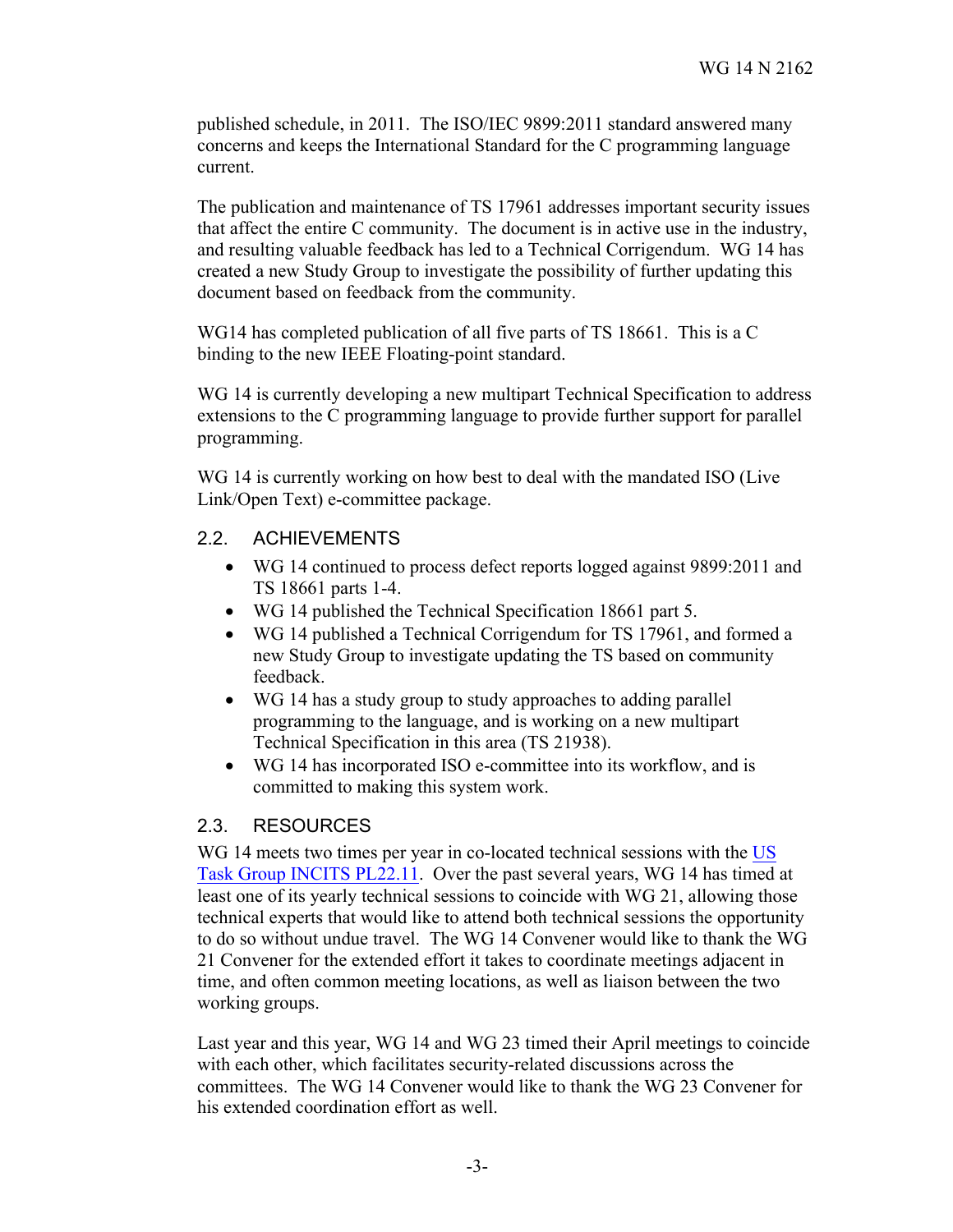published schedule, in 2011. The ISO/IEC 9899:2011 standard answered many concerns and keeps the International Standard for the C programming language current.

The publication and maintenance of TS 17961 addresses important security issues that affect the entire C community. The document is in active use in the industry, and resulting valuable feedback has led to a Technical Corrigendum. WG 14 has created a new Study Group to investigate the possibility of further updating this document based on feedback from the community.

WG14 has completed publication of all five parts of TS 18661. This is a C binding to the new IEEE Floating-point standard.

WG 14 is currently developing a new multipart Technical Specification to address extensions to the C programming language to provide further support for parallel programming.

WG 14 is currently working on how best to deal with the mandated ISO (Live Link/Open Text) e-committee package.

## 2.2. ACHIEVEMENTS

- WG 14 continued to process defect reports logged against 9899:2011 and TS 18661 parts 1-4.
- WG 14 published the Technical Specification 18661 part 5.
- WG 14 published a Technical Corrigendum for TS 17961, and formed a new Study Group to investigate updating the TS based on community feedback.
- WG 14 has a study group to study approaches to adding parallel programming to the language, and is working on a new multipart Technical Specification in this area (TS 21938).
- WG 14 has incorporated ISO e-committee into its workflow, and is committed to making this system work.

## 2.3. RESOURCES

WG 14 meets two times per year in co-located technical sessions with the US Task Group INCITS PL22.11. Over the past several years, WG 14 has timed at least one of its yearly technical sessions to coincide with WG 21, allowing those technical experts that would like to attend both technical sessions the opportunity to do so without undue travel. The WG 14 Convener would like to thank the WG 21 Convener for the extended effort it takes to coordinate meetings adjacent in time, and often common meeting locations, as well as liaison between the two working groups.

Last year and this year, WG 14 and WG 23 timed their April meetings to coincide with each other, which facilitates security-related discussions across the committees. The WG 14 Convener would like to thank the WG 23 Convener for his extended coordination effort as well.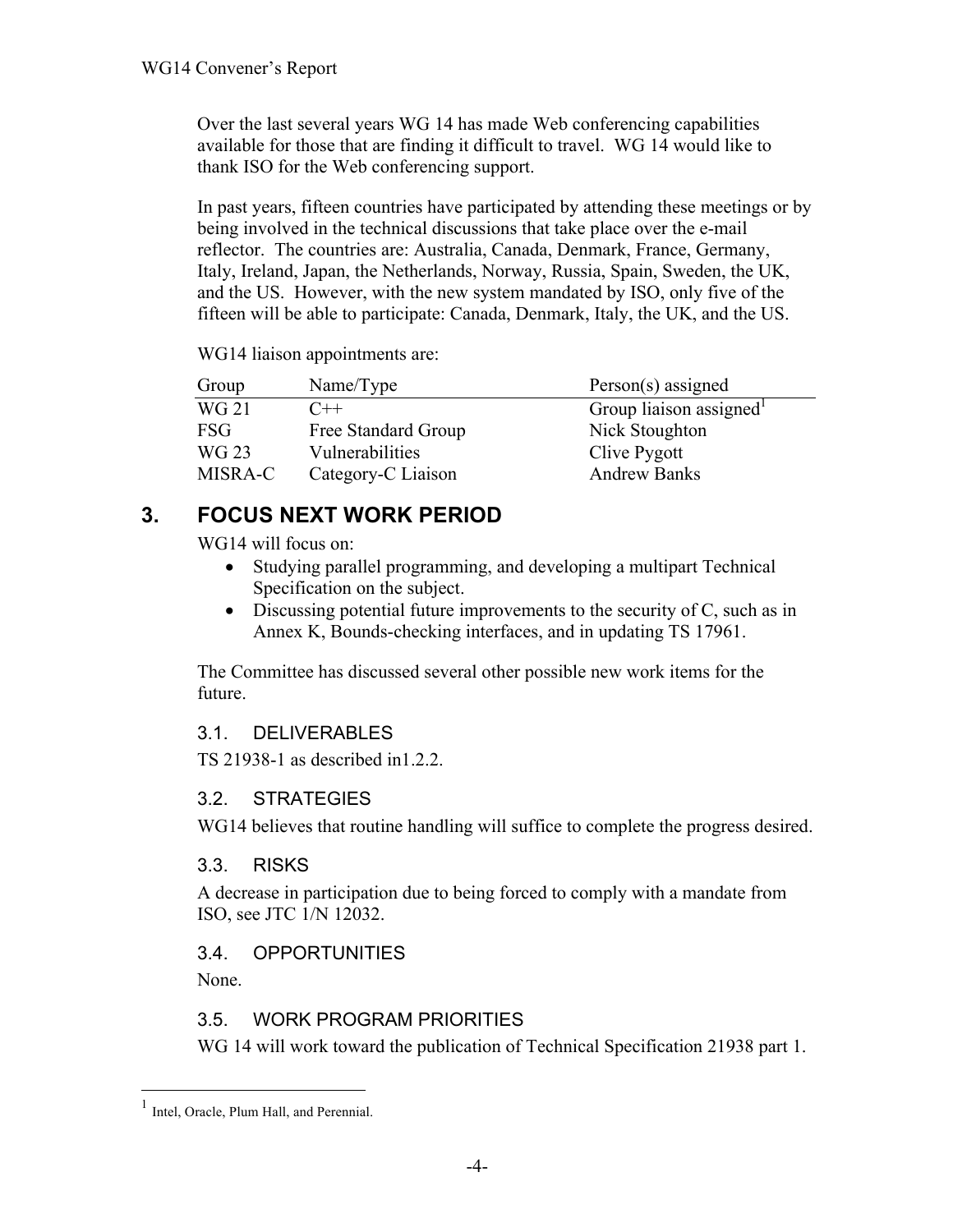Over the last several years WG 14 has made Web conferencing capabilities available for those that are finding it difficult to travel. WG 14 would like to thank ISO for the Web conferencing support.

In past years, fifteen countries have participated by attending these meetings or by being involved in the technical discussions that take place over the e-mail reflector. The countries are: Australia, Canada, Denmark, France, Germany, Italy, Ireland, Japan, the Netherlands, Norway, Russia, Spain, Sweden, the UK, and the US. However, with the new system mandated by ISO, only five of the fifteen will be able to participate: Canada, Denmark, Italy, the UK, and the US.

WG14 liaison appointments are:

| Group | Name/Type | Person(s) assigned |
|---|---|---|
| WG 21 | C++ | Group liaison assigned[1] |
| FSG | Free Standard Group | Nick Stoughton |
| WG 23 | Vulnerabilities | Clive Pygott |
| MISRA-C | Category-C Liaison | Andrew Banks |

## 3. FOCUS NEXT WORK PERIOD

WG14 will focus on:

- Studying parallel programming, and developing a multipart Technical Specification on the subject.
- Discussing potential future improvements to the security of C, such as in Annex K, Bounds-checking interfaces, and in updating TS 17961.

The Committee has discussed several other possible new work items for the future.

### 3.1. DELIVERABLES

TS 21938-1 as described in1.2.2.

### 3.2. STRATEGIES

WG14 believes that routine handling will suffice to complete the progress desired.

### 3.3. RISKS

A decrease in participation due to being forced to comply with a mandate from ISO, see JTC 1/N 12032.

### 3.4. OPPORTUNITIES

None.

### 3.5. WORK PROGRAM PRIORITIES

WG 14 will work toward the publication of Technical Specification 21938 part 1.

---

[1] Intel, Oracle, Plum Hall, and Perennial.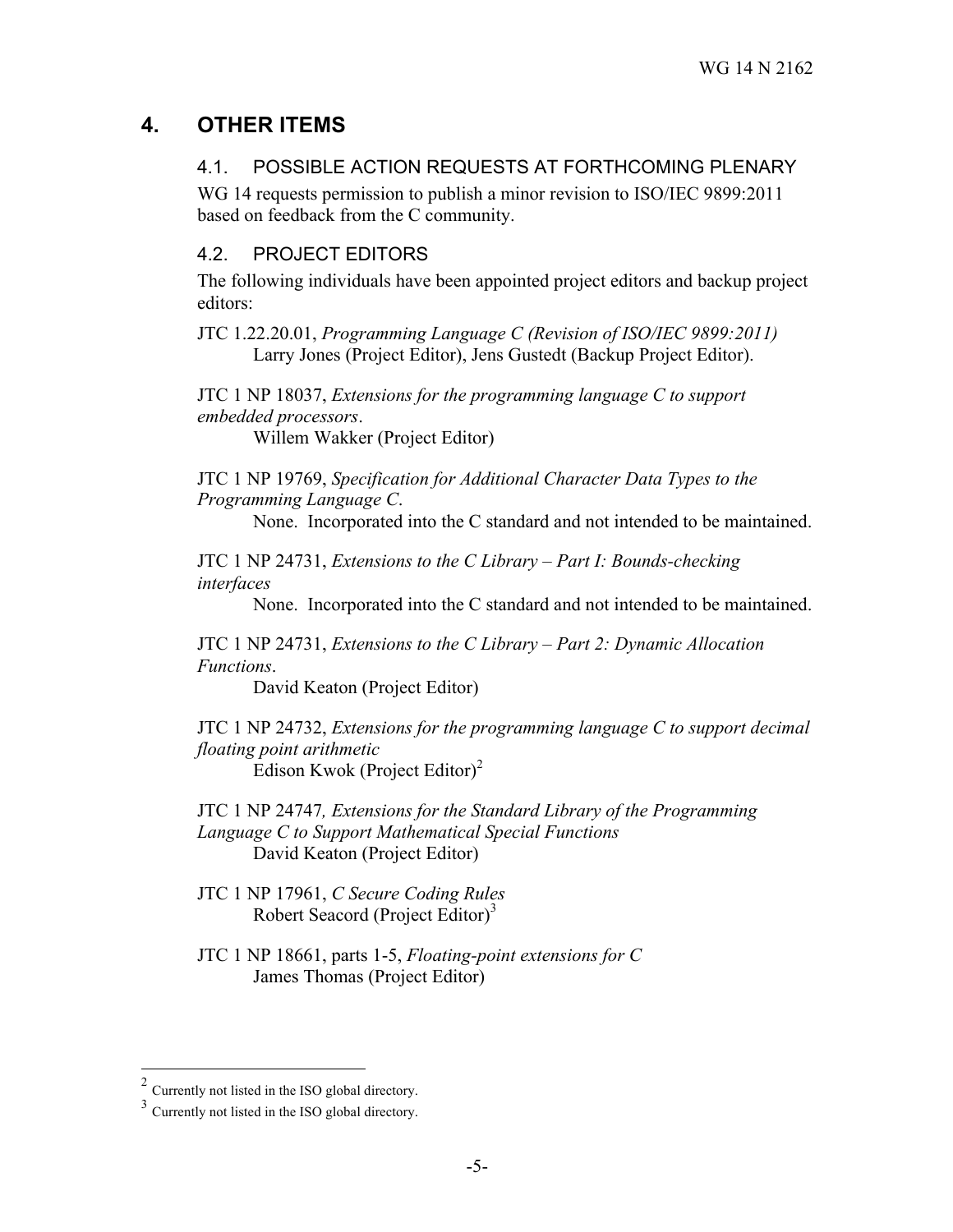# 4. OTHER ITEMS

## 4.1. POSSIBLE ACTION REQUESTS AT FORTHCOMING PLENARY

WG 14 requests permission to publish a minor revision to ISO/IEC 9899:2011 based on feedback from the C community.

## 4.2. PROJECT EDITORS

The following individuals have been appointed project editors and backup project editors:

JTC 1.22.20.01, *Programming Language C (Revision of ISO/IEC 9899:2011)*
Larry Jones (Project Editor), Jens Gustedt (Backup Project Editor).

JTC 1 NP 18037, *Extensions for the programming language C to support embedded processors*.
Willem Wakker (Project Editor)

JTC 1 NP 19769, *Specification for Additional Character Data Types to the Programming Language C*.
None. Incorporated into the C standard and not intended to be maintained.

JTC 1 NP 24731, *Extensions to the C Library – Part I: Bounds-checking interfaces*
None. Incorporated into the C standard and not intended to be maintained.

JTC 1 NP 24731, *Extensions to the C Library – Part 2: Dynamic Allocation Functions*.
David Keaton (Project Editor)

JTC 1 NP 24732, *Extensions for the programming language C to support decimal floating point arithmetic*
Edison Kwok (Project Editor)[2]

JTC 1 NP 24747*, Extensions for the Standard Library of the Programming Language C to Support Mathematical Special Functions*
David Keaton (Project Editor)

JTC 1 NP 17961, *C Secure Coding Rules*
Robert Seacord (Project Editor)[3]

JTC 1 NP 18661, parts 1-5, *Floating-point extensions for C*
James Thomas (Project Editor)

---

[2] Currently not listed in the ISO global directory.

[3] Currently not listed in the ISO global directory.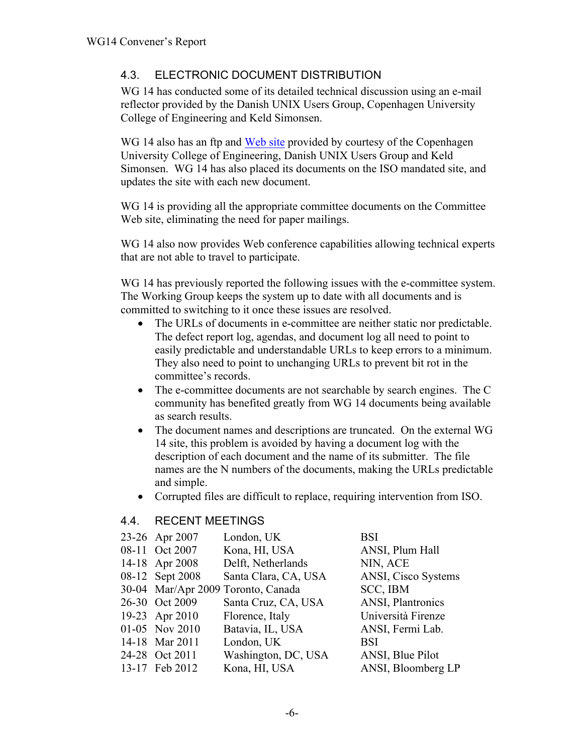## 4.3. ELECTRONIC DOCUMENT DISTRIBUTION

WG 14 has conducted some of its detailed technical discussion using an e-mail reflector provided by the Danish UNIX Users Group, Copenhagen University College of Engineering and Keld Simonsen.

WG 14 also has an ftp and Web site provided by courtesy of the Copenhagen University College of Engineering, Danish UNIX Users Group and Keld Simonsen. WG 14 has also placed its documents on the ISO mandated site, and updates the site with each new document.

WG 14 is providing all the appropriate committee documents on the Committee Web site, eliminating the need for paper mailings.

WG 14 also now provides Web conference capabilities allowing technical experts that are not able to travel to participate.

WG 14 has previously reported the following issues with the e-committee system. The Working Group keeps the system up to date with all documents and is committed to switching to it once these issues are resolved.

- The URLs of documents in e-committee are neither static nor predictable. The defect report log, agendas, and document log all need to point to easily predictable and understandable URLs to keep errors to a minimum. They also need to point to unchanging URLs to prevent bit rot in the committee's records.
- The e-committee documents are not searchable by search engines. The C community has benefited greatly from WG 14 documents being available as search results.
- The document names and descriptions are truncated. On the external WG 14 site, this problem is avoided by having a document log with the description of each document and the name of its submitter. The file names are the N numbers of the documents, making the URLs predictable and simple.
- Corrupted files are difficult to replace, requiring intervention from ISO.

## 4.4. RECENT MEETINGS

| | | | |
|---|---|---|---|
| 23-26 | Apr 2007 | London, UK | BSI |
| 08-11 | Oct 2007 | Kona, HI, USA | ANSI, Plum Hall |
| 14-18 | Apr 2008 | Delft, Netherlands | NIN, ACE |
| 08-12 | Sept 2008 | Santa Clara, CA, USA | ANSI, Cisco Systems |
| 30-04 | Mar/Apr 2009 | Toronto, Canada | SCC, IBM |
| 26-30 | Oct 2009 | Santa Cruz, CA, USA | ANSI, Plantronics |
| 19-23 | Apr 2010 | Florence, Italy | Università Firenze |
| 01-05 | Nov 2010 | Batavia, IL, USA | ANSI, Fermi Lab. |
| 14-18 | Mar 2011 | London, UK | BSI |
| 24-28 | Oct 2011 | Washington, DC, USA | ANSI, Blue Pilot |
| 13-17 | Feb 2012 | Kona, HI, USA | ANSI, Bloomberg LP |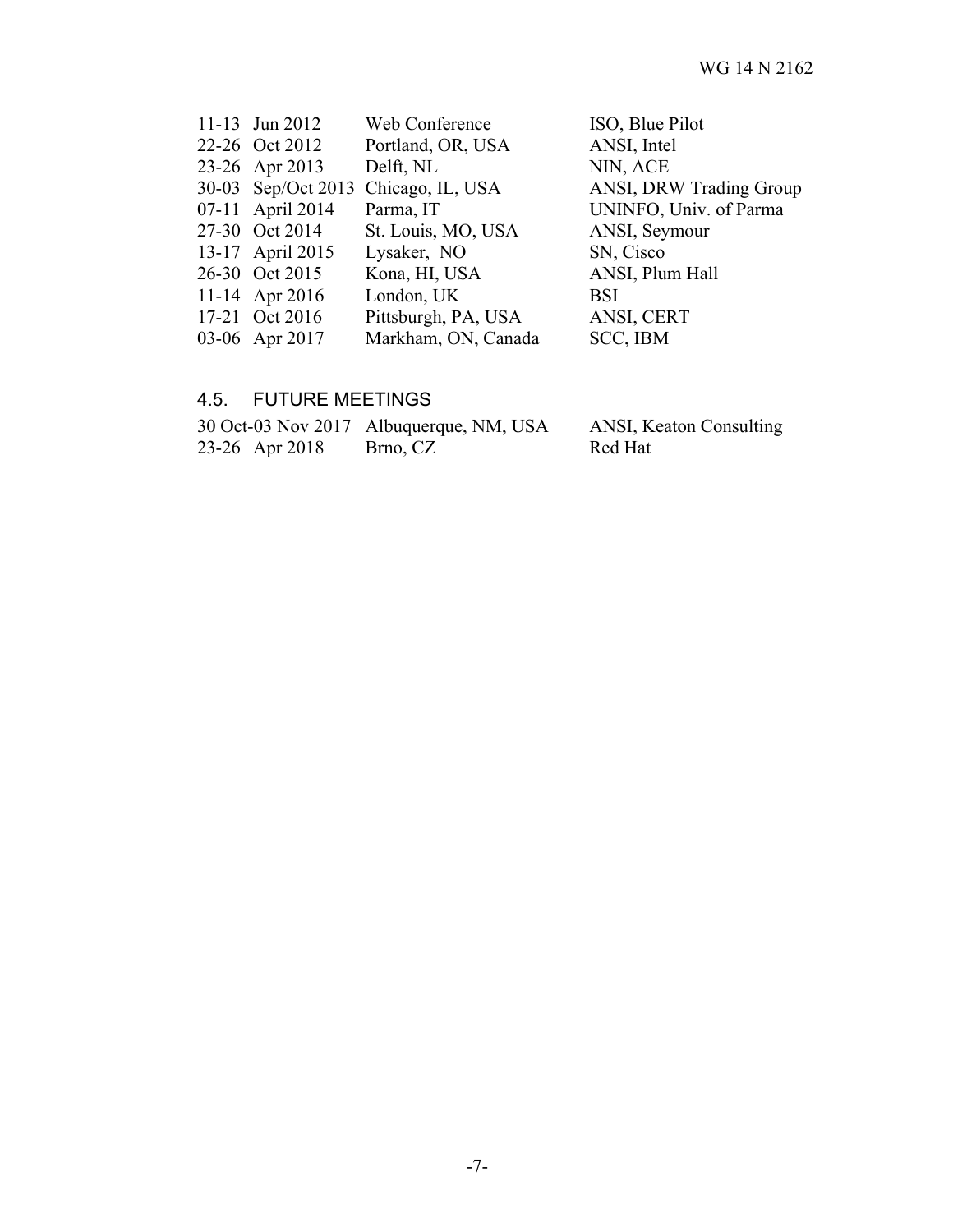| | | |
|---|---|---|
| 11-13 Jun 2012 | Web Conference | ISO, Blue Pilot |
| 22-26 Oct 2012 | Portland, OR, USA | ANSI, Intel |
| 23-26 Apr 2013 | Delft, NL | NIN, ACE |
| 30-03 Sep/Oct 2013 | Chicago, IL, USA | ANSI, DRW Trading Group |
| 07-11 April 2014 | Parma, IT | UNINFO, Univ. of Parma |
| 27-30 Oct 2014 | St. Louis, MO, USA | ANSI, Seymour |
| 13-17 April 2015 | Lysaker, NO | SN, Cisco |
| 26-30 Oct 2015 | Kona, HI, USA | ANSI, Plum Hall |
| 11-14 Apr 2016 | London, UK | BSI |
| 17-21 Oct 2016 | Pittsburgh, PA, USA | ANSI, CERT |
| 03-06 Apr 2017 | Markham, ON, Canada | SCC, IBM |

## 4.5. FUTURE MEETINGS

| | | |
|---|---|---|
| 30 Oct-03 Nov 2017 | Albuquerque, NM, USA | ANSI, Keaton Consulting |
| 23-26 Apr 2018 | Brno, CZ | Red Hat |